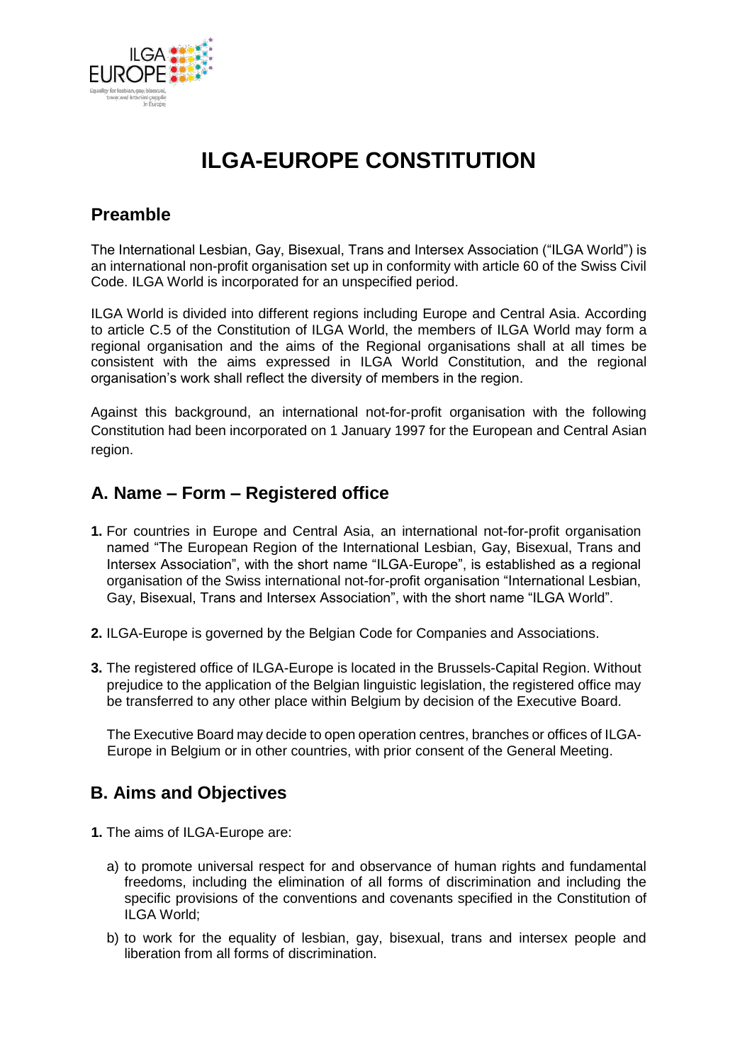# ILGA-EUROPE CONSTITUTION

## Preamble

The International Lesbian, Gay, Bisexual, Trans and Intersex Association ("ILGA World") is an international non-profit organisation set up in conformity with article 60 of the Swiss Civil Code. ILGA World is incorporated for an unspecified period.

ILGA World is divided into different regions including Europe and Central Asia. According to article C.5 of the Constitution of ILGA World, the members of ILGA World may form a regional organisation and the aims of the Regional organisations shall at all times be consistent with the aims expressed in ILGA World Constitution, and the regional organisation's work shall reflect the diversity of members in the region.

Against this background, an international not-for-profit organisation with the following Constitution had been incorporated on 1 January 1997 for the European and Central Asian region.

## A. Name – Form – Registered office

**1.** For countries in Europe and Central Asia, an international not-for-profit organisation named "The European Region of the International Lesbian, Gay, Bisexual, Trans and Intersex Association", with the short name "ILGA-Europe", is established as a regional organisation of the Swiss international not-for-profit organisation "International Lesbian, Gay, Bisexual, Trans and Intersex Association", with the short name "ILGA World".

**2.** ILGA-Europe is governed by the Belgian Code for Companies and Associations.

**3.** The registered office of ILGA-Europe is located in the Brussels-Capital Region. Without prejudice to the application of the Belgian linguistic legislation, the registered office may be transferred to any other place within Belgium by decision of the Executive Board.

The Executive Board may decide to open operation centres, branches or offices of ILGA-Europe in Belgium or in other countries, with prior consent of the General Meeting.

## B. Aims and Objectives

**1.** The aims of ILGA-Europe are:

a) to promote universal respect for and observance of human rights and fundamental freedoms, including the elimination of all forms of discrimination and including the specific provisions of the conventions and covenants specified in the Constitution of ILGA World;

b) to work for the equality of lesbian, gay, bisexual, trans and intersex people and liberation from all forms of discrimination.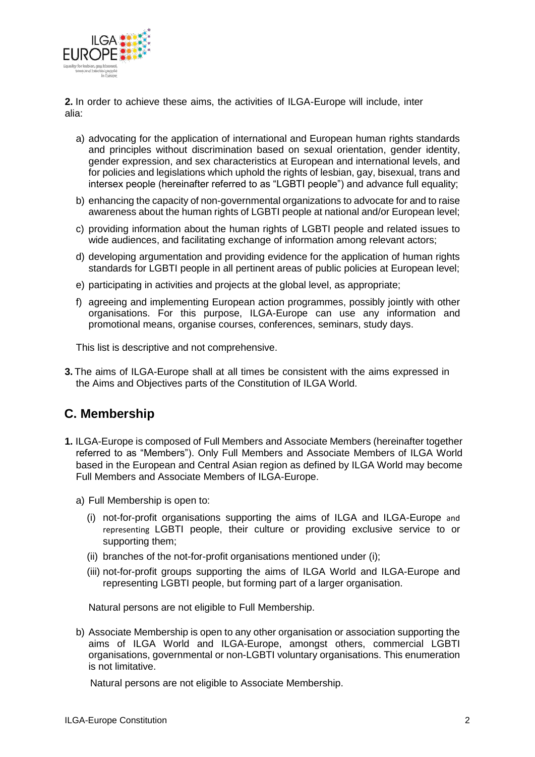**2.** In order to achieve these aims, the activities of ILGA-Europe will include, inter alia:

a) advocating for the application of international and European human rights standards and principles without discrimination based on sexual orientation, gender identity, gender expression, and sex characteristics at European and international levels, and for policies and legislations which uphold the rights of lesbian, gay, bisexual, trans and intersex people (hereinafter referred to as "LGBTI people") and advance full equality;

b) enhancing the capacity of non-governmental organizations to advocate for and to raise awareness about the human rights of LGBTI people at national and/or European level;

c) providing information about the human rights of LGBTI people and related issues to wide audiences, and facilitating exchange of information among relevant actors;

d) developing argumentation and providing evidence for the application of human rights standards for LGBTI people in all pertinent areas of public policies at European level;

e) participating in activities and projects at the global level, as appropriate;

f) agreeing and implementing European action programmes, possibly jointly with other organisations. For this purpose, ILGA-Europe can use any information and promotional means, organise courses, conferences, seminars, study days.

This list is descriptive and not comprehensive.

**3.** The aims of ILGA-Europe shall at all times be consistent with the aims expressed in the Aims and Objectives parts of the Constitution of ILGA World.

## C. Membership

**1.** ILGA-Europe is composed of Full Members and Associate Members (hereinafter together referred to as "Members"). Only Full Members and Associate Members of ILGA World based in the European and Central Asian region as defined by ILGA World may become Full Members and Associate Members of ILGA-Europe.

a) Full Membership is open to:

   (i) not-for-profit organisations supporting the aims of ILGA and ILGA-Europe and representing LGBTI people, their culture or providing exclusive service to or supporting them;

   (ii) branches of the not-for-profit organisations mentioned under (i);

   (iii) not-for-profit groups supporting the aims of ILGA World and ILGA-Europe and representing LGBTI people, but forming part of a larger organisation.

   Natural persons are not eligible to Full Membership.

b) Associate Membership is open to any other organisation or association supporting the aims of ILGA World and ILGA-Europe, amongst others, commercial LGBTI organisations, governmental or non-LGBTI voluntary organisations. This enumeration is not limitative.

   Natural persons are not eligible to Associate Membership.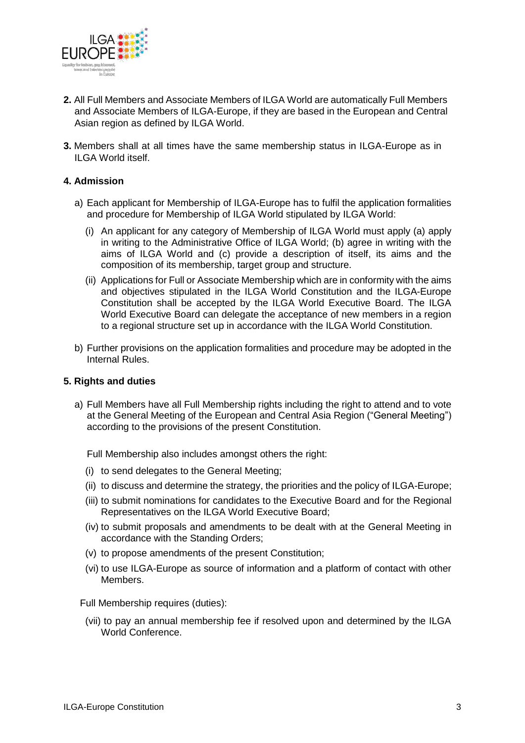**2.** All Full Members and Associate Members of ILGA World are automatically Full Members and Associate Members of ILGA-Europe, if they are based in the European and Central Asian region as defined by ILGA World.

**3.** Members shall at all times have the same membership status in ILGA-Europe as in ILGA World itself.

**4. Admission**

a) Each applicant for Membership of ILGA-Europe has to fulfil the application formalities and procedure for Membership of ILGA World stipulated by ILGA World:

   (i) An applicant for any category of Membership of ILGA World must apply (a) apply in writing to the Administrative Office of ILGA World; (b) agree in writing with the aims of ILGA World and (c) provide a description of itself, its aims and the composition of its membership, target group and structure.

   (ii) Applications for Full or Associate Membership which are in conformity with the aims and objectives stipulated in the ILGA World Constitution and the ILGA-Europe Constitution shall be accepted by the ILGA World Executive Board. The ILGA World Executive Board can delegate the acceptance of new members in a region to a regional structure set up in accordance with the ILGA World Constitution.

b) Further provisions on the application formalities and procedure may be adopted in the Internal Rules.

**5. Rights and duties**

a) Full Members have all Full Membership rights including the right to attend and to vote at the General Meeting of the European and Central Asia Region ("General Meeting") according to the provisions of the present Constitution.

   Full Membership also includes amongst others the right:

   (i) to send delegates to the General Meeting;

   (ii) to discuss and determine the strategy, the priorities and the policy of ILGA-Europe;

   (iii) to submit nominations for candidates to the Executive Board and for the Regional Representatives on the ILGA World Executive Board;

   (iv) to submit proposals and amendments to be dealt with at the General Meeting in accordance with the Standing Orders;

   (v) to propose amendments of the present Constitution;

   (vi) to use ILGA-Europe as source of information and a platform of contact with other Members.

   Full Membership requires (duties):

   (vii) to pay an annual membership fee if resolved upon and determined by the ILGA World Conference.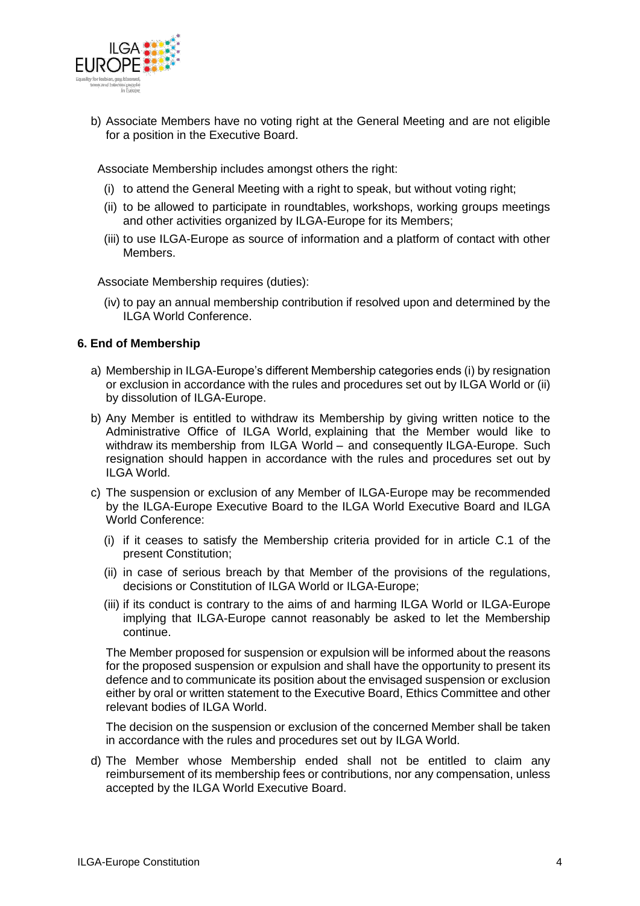b) Associate Members have no voting right at the General Meeting and are not eligible for a position in the Executive Board.

Associate Membership includes amongst others the right:

(i) to attend the General Meeting with a right to speak, but without voting right;

(ii) to be allowed to participate in roundtables, workshops, working groups meetings and other activities organized by ILGA-Europe for its Members;

(iii) to use ILGA-Europe as source of information and a platform of contact with other Members.

Associate Membership requires (duties):

(iv) to pay an annual membership contribution if resolved upon and determined by the ILGA World Conference.

### 6. End of Membership

a) Membership in ILGA-Europe's different Membership categories ends (i) by resignation or exclusion in accordance with the rules and procedures set out by ILGA World or (ii) by dissolution of ILGA-Europe.

b) Any Member is entitled to withdraw its Membership by giving written notice to the Administrative Office of ILGA World, explaining that the Member would like to withdraw its membership from ILGA World – and consequently ILGA-Europe. Such resignation should happen in accordance with the rules and procedures set out by ILGA World.

c) The suspension or exclusion of any Member of ILGA-Europe may be recommended by the ILGA-Europe Executive Board to the ILGA World Executive Board and ILGA World Conference:

(i) if it ceases to satisfy the Membership criteria provided for in article C.1 of the present Constitution;

(ii) in case of serious breach by that Member of the provisions of the regulations, decisions or Constitution of ILGA World or ILGA-Europe;

(iii) if its conduct is contrary to the aims of and harming ILGA World or ILGA-Europe implying that ILGA-Europe cannot reasonably be asked to let the Membership continue.

The Member proposed for suspension or expulsion will be informed about the reasons for the proposed suspension or expulsion and shall have the opportunity to present its defence and to communicate its position about the envisaged suspension or exclusion either by oral or written statement to the Executive Board, Ethics Committee and other relevant bodies of ILGA World.

The decision on the suspension or exclusion of the concerned Member shall be taken in accordance with the rules and procedures set out by ILGA World.

d) The Member whose Membership ended shall not be entitled to claim any reimbursement of its membership fees or contributions, nor any compensation, unless accepted by the ILGA World Executive Board.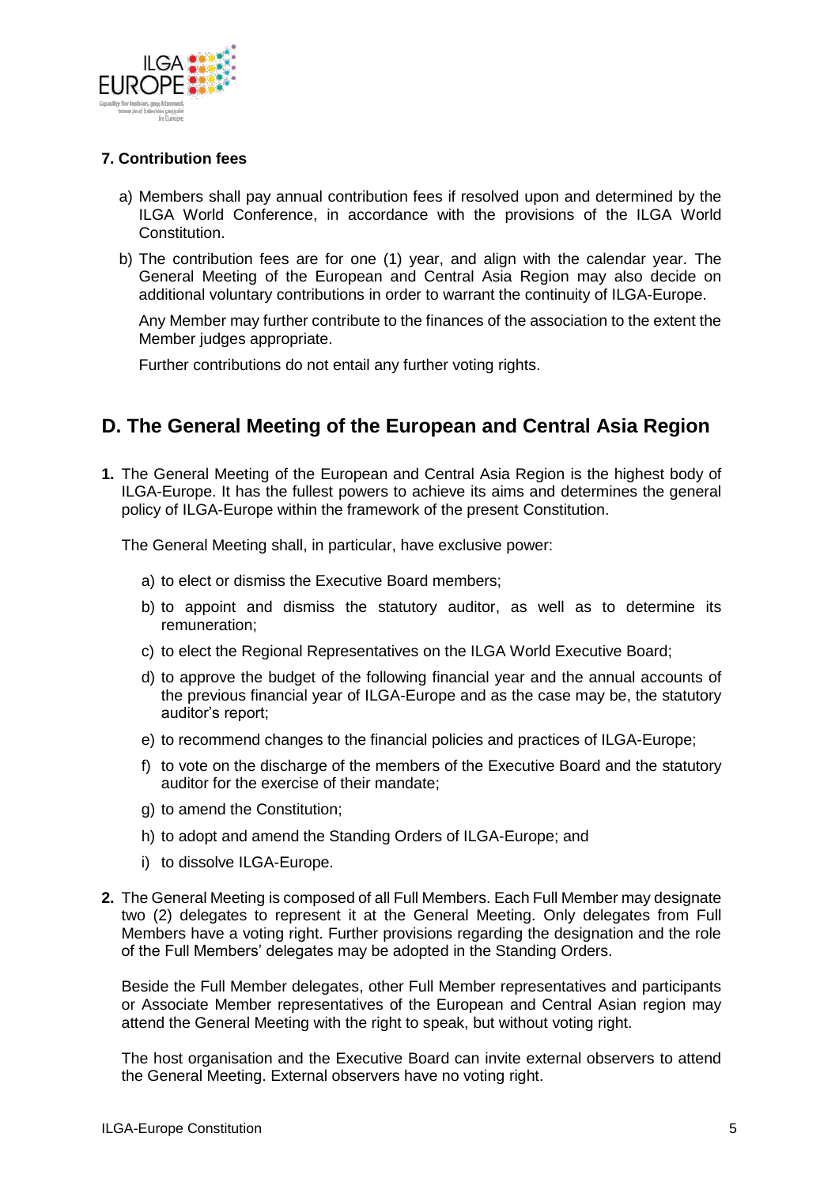### 7. Contribution fees

a) Members shall pay annual contribution fees if resolved upon and determined by the ILGA World Conference, in accordance with the provisions of the ILGA World Constitution.

b) The contribution fees are for one (1) year, and align with the calendar year. The General Meeting of the European and Central Asia Region may also decide on additional voluntary contributions in order to warrant the continuity of ILGA-Europe.

   Any Member may further contribute to the finances of the association to the extent the Member judges appropriate.

   Further contributions do not entail any further voting rights.

## D. The General Meeting of the European and Central Asia Region

**1.** The General Meeting of the European and Central Asia Region is the highest body of ILGA-Europe. It has the fullest powers to achieve its aims and determines the general policy of ILGA-Europe within the framework of the present Constitution.

The General Meeting shall, in particular, have exclusive power:

a) to elect or dismiss the Executive Board members;

b) to appoint and dismiss the statutory auditor, as well as to determine its remuneration;

c) to elect the Regional Representatives on the ILGA World Executive Board;

d) to approve the budget of the following financial year and the annual accounts of the previous financial year of ILGA-Europe and as the case may be, the statutory auditor's report;

e) to recommend changes to the financial policies and practices of ILGA-Europe;

f) to vote on the discharge of the members of the Executive Board and the statutory auditor for the exercise of their mandate;

g) to amend the Constitution;

h) to adopt and amend the Standing Orders of ILGA-Europe; and

i) to dissolve ILGA-Europe.

**2.** The General Meeting is composed of all Full Members. Each Full Member may designate two (2) delegates to represent it at the General Meeting. Only delegates from Full Members have a voting right. Further provisions regarding the designation and the role of the Full Members' delegates may be adopted in the Standing Orders.

Beside the Full Member delegates, other Full Member representatives and participants or Associate Member representatives of the European and Central Asian region may attend the General Meeting with the right to speak, but without voting right.

The host organisation and the Executive Board can invite external observers to attend the General Meeting. External observers have no voting right.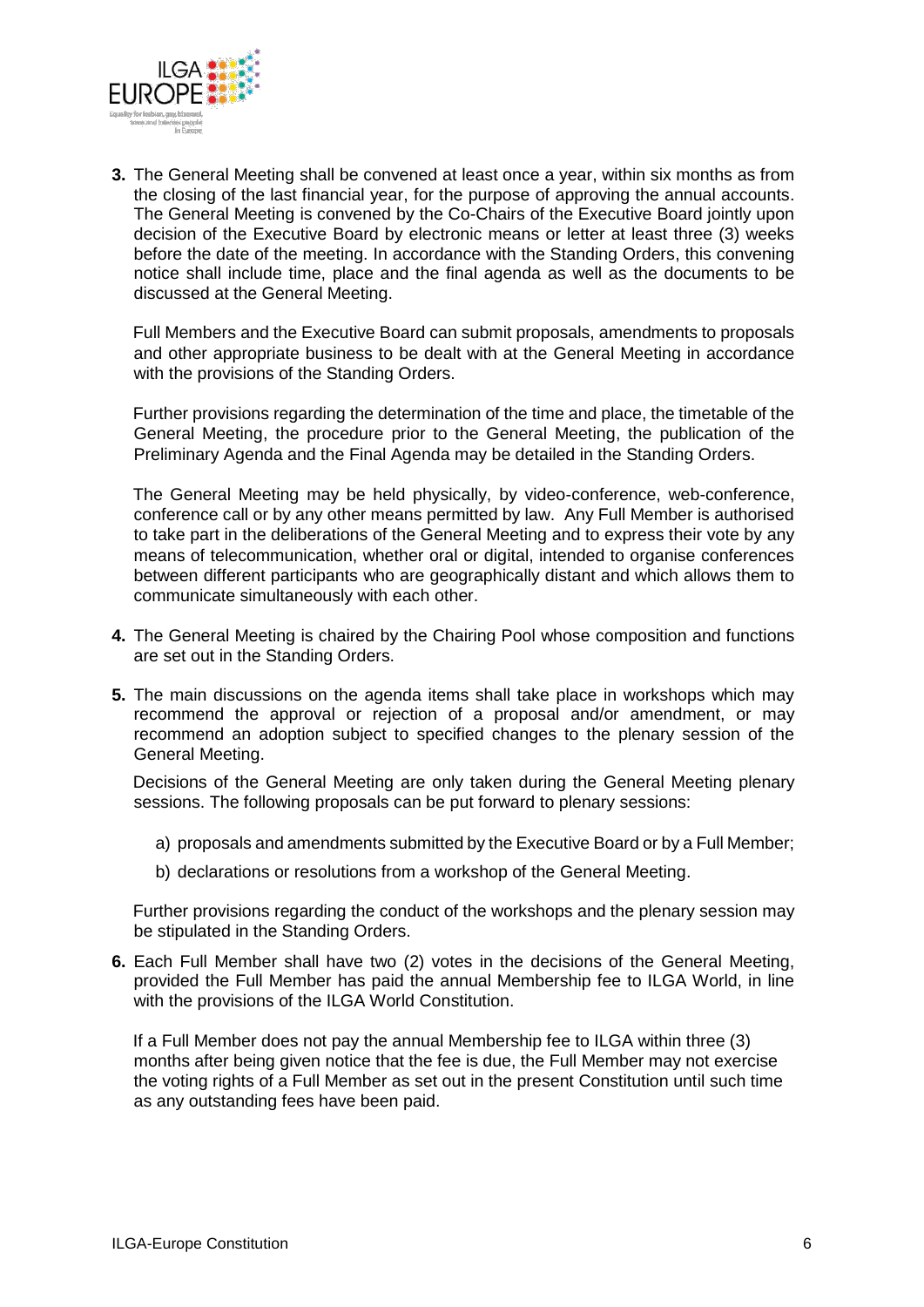**3.** The General Meeting shall be convened at least once a year, within six months as from the closing of the last financial year, for the purpose of approving the annual accounts. The General Meeting is convened by the Co-Chairs of the Executive Board jointly upon decision of the Executive Board by electronic means or letter at least three (3) weeks before the date of the meeting. In accordance with the Standing Orders, this convening notice shall include time, place and the final agenda as well as the documents to be discussed at the General Meeting.

Full Members and the Executive Board can submit proposals, amendments to proposals and other appropriate business to be dealt with at the General Meeting in accordance with the provisions of the Standing Orders.

Further provisions regarding the determination of the time and place, the timetable of the General Meeting, the procedure prior to the General Meeting, the publication of the Preliminary Agenda and the Final Agenda may be detailed in the Standing Orders.

The General Meeting may be held physically, by video-conference, web-conference, conference call or by any other means permitted by law. Any Full Member is authorised to take part in the deliberations of the General Meeting and to express their vote by any means of telecommunication, whether oral or digital, intended to organise conferences between different participants who are geographically distant and which allows them to communicate simultaneously with each other.

**4.** The General Meeting is chaired by the Chairing Pool whose composition and functions are set out in the Standing Orders.

**5.** The main discussions on the agenda items shall take place in workshops which may recommend the approval or rejection of a proposal and/or amendment, or may recommend an adoption subject to specified changes to the plenary session of the General Meeting.

Decisions of the General Meeting are only taken during the General Meeting plenary sessions. The following proposals can be put forward to plenary sessions:

a) proposals and amendments submitted by the Executive Board or by a Full Member;

b) declarations or resolutions from a workshop of the General Meeting.

Further provisions regarding the conduct of the workshops and the plenary session may be stipulated in the Standing Orders.

**6.** Each Full Member shall have two (2) votes in the decisions of the General Meeting, provided the Full Member has paid the annual Membership fee to ILGA World, in line with the provisions of the ILGA World Constitution.

If a Full Member does not pay the annual Membership fee to ILGA within three (3) months after being given notice that the fee is due, the Full Member may not exercise the voting rights of a Full Member as set out in the present Constitution until such time as any outstanding fees have been paid.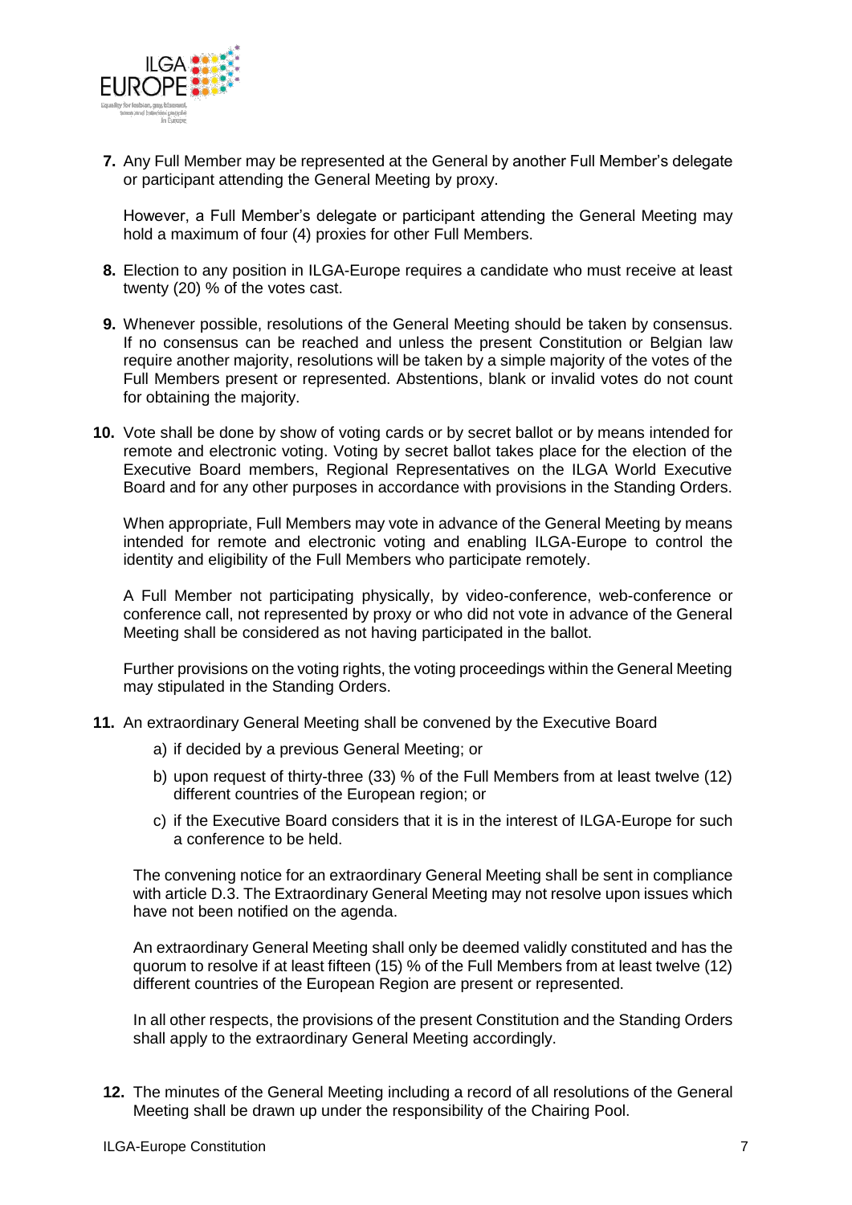**7.** Any Full Member may be represented at the General by another Full Member's delegate or participant attending the General Meeting by proxy.

However, a Full Member's delegate or participant attending the General Meeting may hold a maximum of four (4) proxies for other Full Members.

**8.** Election to any position in ILGA-Europe requires a candidate who must receive at least twenty (20) % of the votes cast.

**9.** Whenever possible, resolutions of the General Meeting should be taken by consensus. If no consensus can be reached and unless the present Constitution or Belgian law require another majority, resolutions will be taken by a simple majority of the votes of the Full Members present or represented. Abstentions, blank or invalid votes do not count for obtaining the majority.

**10.** Vote shall be done by show of voting cards or by secret ballot or by means intended for remote and electronic voting. Voting by secret ballot takes place for the election of the Executive Board members, Regional Representatives on the ILGA World Executive Board and for any other purposes in accordance with provisions in the Standing Orders.

When appropriate, Full Members may vote in advance of the General Meeting by means intended for remote and electronic voting and enabling ILGA-Europe to control the identity and eligibility of the Full Members who participate remotely.

A Full Member not participating physically, by video-conference, web-conference or conference call, not represented by proxy or who did not vote in advance of the General Meeting shall be considered as not having participated in the ballot.

Further provisions on the voting rights, the voting proceedings within the General Meeting may stipulated in the Standing Orders.

**11.** An extraordinary General Meeting shall be convened by the Executive Board

a) if decided by a previous General Meeting; or

b) upon request of thirty-three (33) % of the Full Members from at least twelve (12) different countries of the European region; or

c) if the Executive Board considers that it is in the interest of ILGA-Europe for such a conference to be held.

The convening notice for an extraordinary General Meeting shall be sent in compliance with article D.3. The Extraordinary General Meeting may not resolve upon issues which have not been notified on the agenda.

An extraordinary General Meeting shall only be deemed validly constituted and has the quorum to resolve if at least fifteen (15) % of the Full Members from at least twelve (12) different countries of the European Region are present or represented.

In all other respects, the provisions of the present Constitution and the Standing Orders shall apply to the extraordinary General Meeting accordingly.

**12.** The minutes of the General Meeting including a record of all resolutions of the General Meeting shall be drawn up under the responsibility of the Chairing Pool.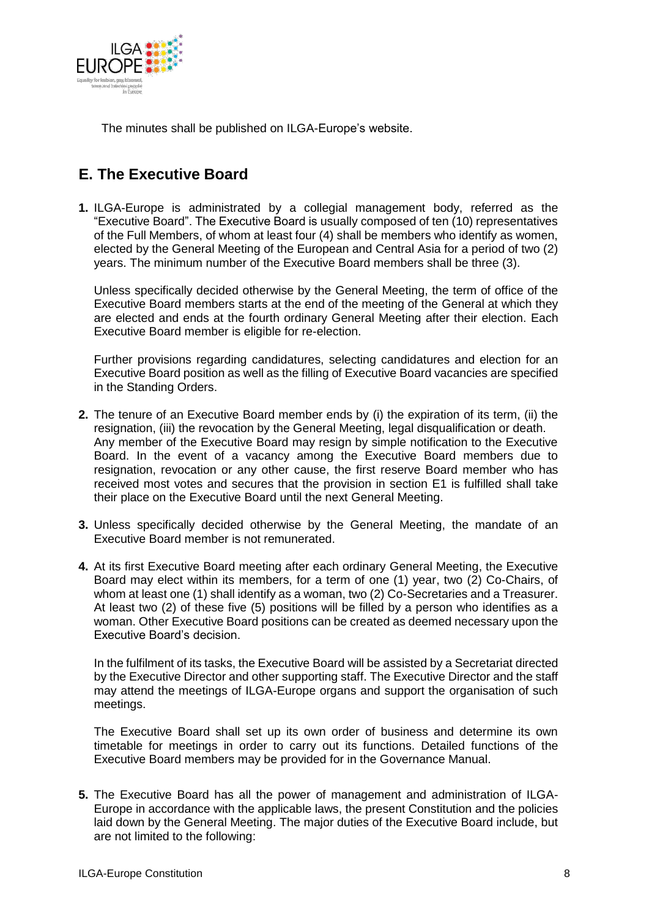The minutes shall be published on ILGA-Europe's website.

## E. The Executive Board

**1.** ILGA-Europe is administrated by a collegial management body, referred as the "Executive Board". The Executive Board is usually composed of ten (10) representatives of the Full Members, of whom at least four (4) shall be members who identify as women, elected by the General Meeting of the European and Central Asia for a period of two (2) years. The minimum number of the Executive Board members shall be three (3).

Unless specifically decided otherwise by the General Meeting, the term of office of the Executive Board members starts at the end of the meeting of the General at which they are elected and ends at the fourth ordinary General Meeting after their election. Each Executive Board member is eligible for re-election.

Further provisions regarding candidatures, selecting candidatures and election for an Executive Board position as well as the filling of Executive Board vacancies are specified in the Standing Orders.

**2.** The tenure of an Executive Board member ends by (i) the expiration of its term, (ii) the resignation, (iii) the revocation by the General Meeting, legal disqualification or death. Any member of the Executive Board may resign by simple notification to the Executive Board. In the event of a vacancy among the Executive Board members due to resignation, revocation or any other cause, the first reserve Board member who has received most votes and secures that the provision in section E1 is fulfilled shall take their place on the Executive Board until the next General Meeting.

**3.** Unless specifically decided otherwise by the General Meeting, the mandate of an Executive Board member is not remunerated.

**4.** At its first Executive Board meeting after each ordinary General Meeting, the Executive Board may elect within its members, for a term of one (1) year, two (2) Co-Chairs, of whom at least one (1) shall identify as a woman, two (2) Co-Secretaries and a Treasurer. At least two (2) of these five (5) positions will be filled by a person who identifies as a woman. Other Executive Board positions can be created as deemed necessary upon the Executive Board's decision.

In the fulfilment of its tasks, the Executive Board will be assisted by a Secretariat directed by the Executive Director and other supporting staff. The Executive Director and the staff may attend the meetings of ILGA-Europe organs and support the organisation of such meetings.

The Executive Board shall set up its own order of business and determine its own timetable for meetings in order to carry out its functions. Detailed functions of the Executive Board members may be provided for in the Governance Manual.

**5.** The Executive Board has all the power of management and administration of ILGA-Europe in accordance with the applicable laws, the present Constitution and the policies laid down by the General Meeting. The major duties of the Executive Board include, but are not limited to the following: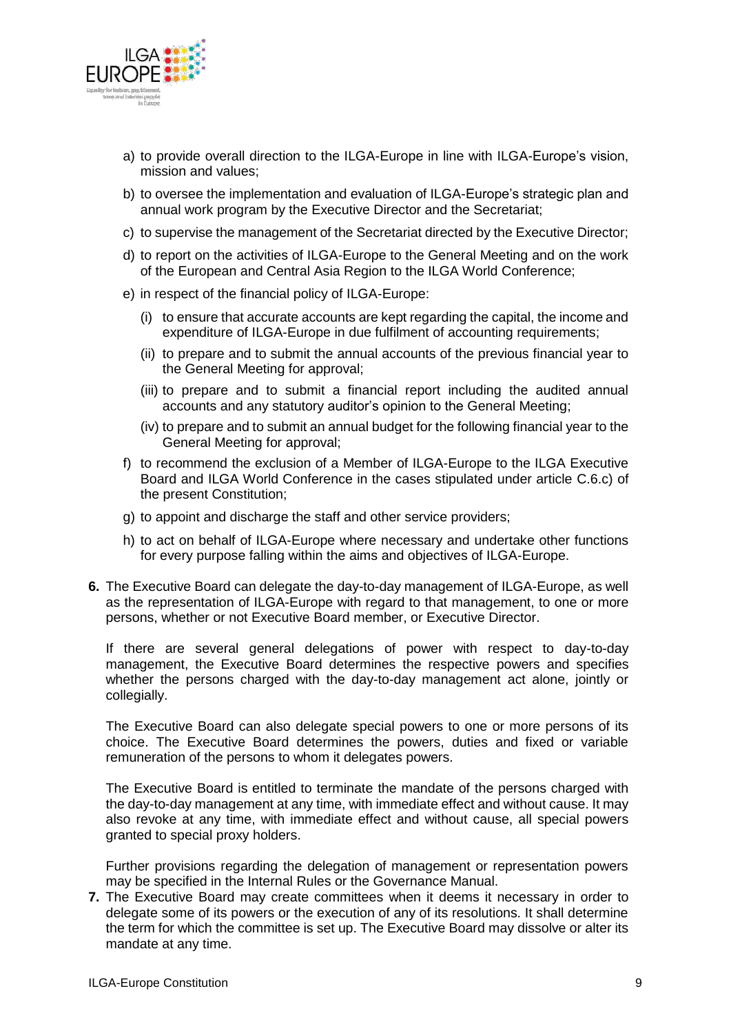a) to provide overall direction to the ILGA-Europe in line with ILGA-Europe's vision, mission and values;

b) to oversee the implementation and evaluation of ILGA-Europe's strategic plan and annual work program by the Executive Director and the Secretariat;

c) to supervise the management of the Secretariat directed by the Executive Director;

d) to report on the activities of ILGA-Europe to the General Meeting and on the work of the European and Central Asia Region to the ILGA World Conference;

e) in respect of the financial policy of ILGA-Europe:

   (i) to ensure that accurate accounts are kept regarding the capital, the income and expenditure of ILGA-Europe in due fulfilment of accounting requirements;

   (ii) to prepare and to submit the annual accounts of the previous financial year to the General Meeting for approval;

   (iii) to prepare and to submit a financial report including the audited annual accounts and any statutory auditor's opinion to the General Meeting;

   (iv) to prepare and to submit an annual budget for the following financial year to the General Meeting for approval;

f) to recommend the exclusion of a Member of ILGA-Europe to the ILGA Executive Board and ILGA World Conference in the cases stipulated under article C.6.c) of the present Constitution;

g) to appoint and discharge the staff and other service providers;

h) to act on behalf of ILGA-Europe where necessary and undertake other functions for every purpose falling within the aims and objectives of ILGA-Europe.

**6.** The Executive Board can delegate the day-to-day management of ILGA-Europe, as well as the representation of ILGA-Europe with regard to that management, to one or more persons, whether or not Executive Board member, or Executive Director.

If there are several general delegations of power with respect to day-to-day management, the Executive Board determines the respective powers and specifies whether the persons charged with the day-to-day management act alone, jointly or collegially.

The Executive Board can also delegate special powers to one or more persons of its choice. The Executive Board determines the powers, duties and fixed or variable remuneration of the persons to whom it delegates powers.

The Executive Board is entitled to terminate the mandate of the persons charged with the day-to-day management at any time, with immediate effect and without cause. It may also revoke at any time, with immediate effect and without cause, all special powers granted to special proxy holders.

Further provisions regarding the delegation of management or representation powers may be specified in the Internal Rules or the Governance Manual.

**7.** The Executive Board may create committees when it deems it necessary in order to delegate some of its powers or the execution of any of its resolutions. It shall determine the term for which the committee is set up. The Executive Board may dissolve or alter its mandate at any time.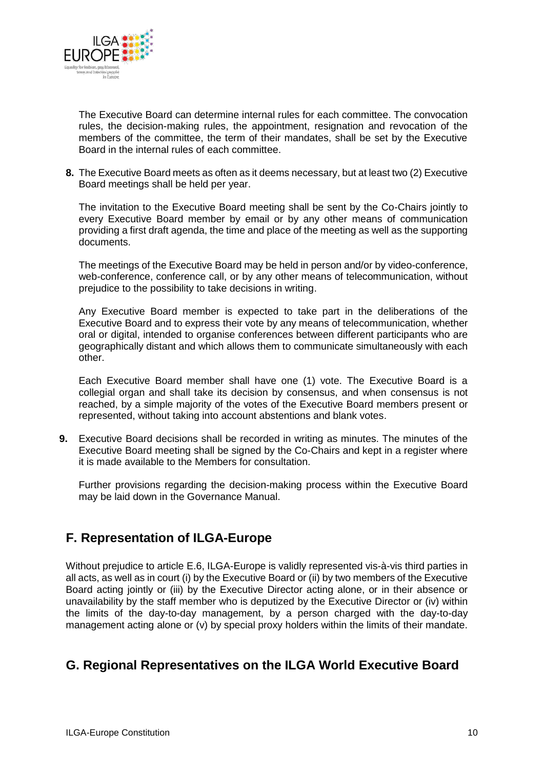The Executive Board can determine internal rules for each committee. The convocation rules, the decision-making rules, the appointment, resignation and revocation of the members of the committee, the term of their mandates, shall be set by the Executive Board in the internal rules of each committee.

**8.** The Executive Board meets as often as it deems necessary, but at least two (2) Executive Board meetings shall be held per year.

The invitation to the Executive Board meeting shall be sent by the Co-Chairs jointly to every Executive Board member by email or by any other means of communication providing a first draft agenda, the time and place of the meeting as well as the supporting documents.

The meetings of the Executive Board may be held in person and/or by video-conference, web-conference, conference call, or by any other means of telecommunication, without prejudice to the possibility to take decisions in writing.

Any Executive Board member is expected to take part in the deliberations of the Executive Board and to express their vote by any means of telecommunication, whether oral or digital, intended to organise conferences between different participants who are geographically distant and which allows them to communicate simultaneously with each other.

Each Executive Board member shall have one (1) vote. The Executive Board is a collegial organ and shall take its decision by consensus, and when consensus is not reached, by a simple majority of the votes of the Executive Board members present or represented, without taking into account abstentions and blank votes.

**9.** Executive Board decisions shall be recorded in writing as minutes. The minutes of the Executive Board meeting shall be signed by the Co-Chairs and kept in a register where it is made available to the Members for consultation.

Further provisions regarding the decision-making process within the Executive Board may be laid down in the Governance Manual.

## F. Representation of ILGA-Europe

Without prejudice to article E.6, ILGA-Europe is validly represented vis-à-vis third parties in all acts, as well as in court (i) by the Executive Board or (ii) by two members of the Executive Board acting jointly or (iii) by the Executive Director acting alone, or in their absence or unavailability by the staff member who is deputized by the Executive Director or (iv) within the limits of the day-to-day management, by a person charged with the day-to-day management acting alone or (v) by special proxy holders within the limits of their mandate.

## G. Regional Representatives on the ILGA World Executive Board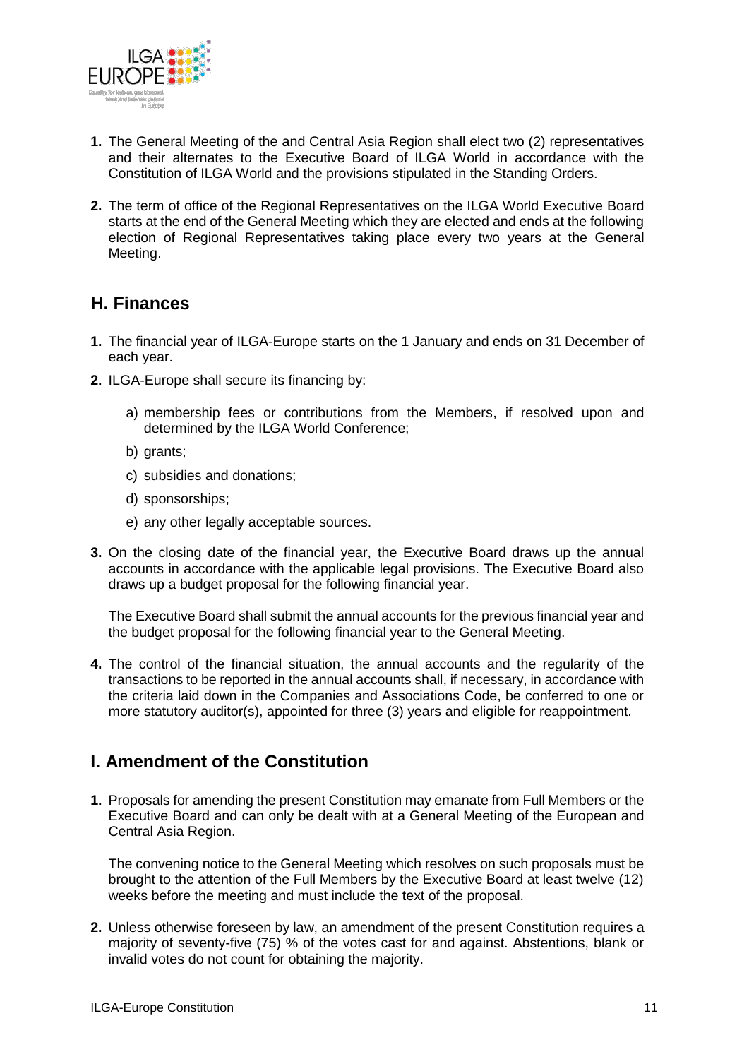1. The General Meeting of the and Central Asia Region shall elect two (2) representatives and their alternates to the Executive Board of ILGA World in accordance with the Constitution of ILGA World and the provisions stipulated in the Standing Orders.

2. The term of office of the Regional Representatives on the ILGA World Executive Board starts at the end of the General Meeting which they are elected and ends at the following election of Regional Representatives taking place every two years at the General Meeting.

## H. Finances

1. The financial year of ILGA-Europe starts on the 1 January and ends on 31 December of each year.

2. ILGA-Europe shall secure its financing by:

   a) membership fees or contributions from the Members, if resolved upon and determined by the ILGA World Conference;

   b) grants;

   c) subsidies and donations;

   d) sponsorships;

   e) any other legally acceptable sources.

3. On the closing date of the financial year, the Executive Board draws up the annual accounts in accordance with the applicable legal provisions. The Executive Board also draws up a budget proposal for the following financial year.

   The Executive Board shall submit the annual accounts for the previous financial year and the budget proposal for the following financial year to the General Meeting.

4. The control of the financial situation, the annual accounts and the regularity of the transactions to be reported in the annual accounts shall, if necessary, in accordance with the criteria laid down in the Companies and Associations Code, be conferred to one or more statutory auditor(s), appointed for three (3) years and eligible for reappointment.

## I. Amendment of the Constitution

1. Proposals for amending the present Constitution may emanate from Full Members or the Executive Board and can only be dealt with at a General Meeting of the European and Central Asia Region.

   The convening notice to the General Meeting which resolves on such proposals must be brought to the attention of the Full Members by the Executive Board at least twelve (12) weeks before the meeting and must include the text of the proposal.

2. Unless otherwise foreseen by law, an amendment of the present Constitution requires a majority of seventy-five (75) % of the votes cast for and against. Abstentions, blank or invalid votes do not count for obtaining the majority.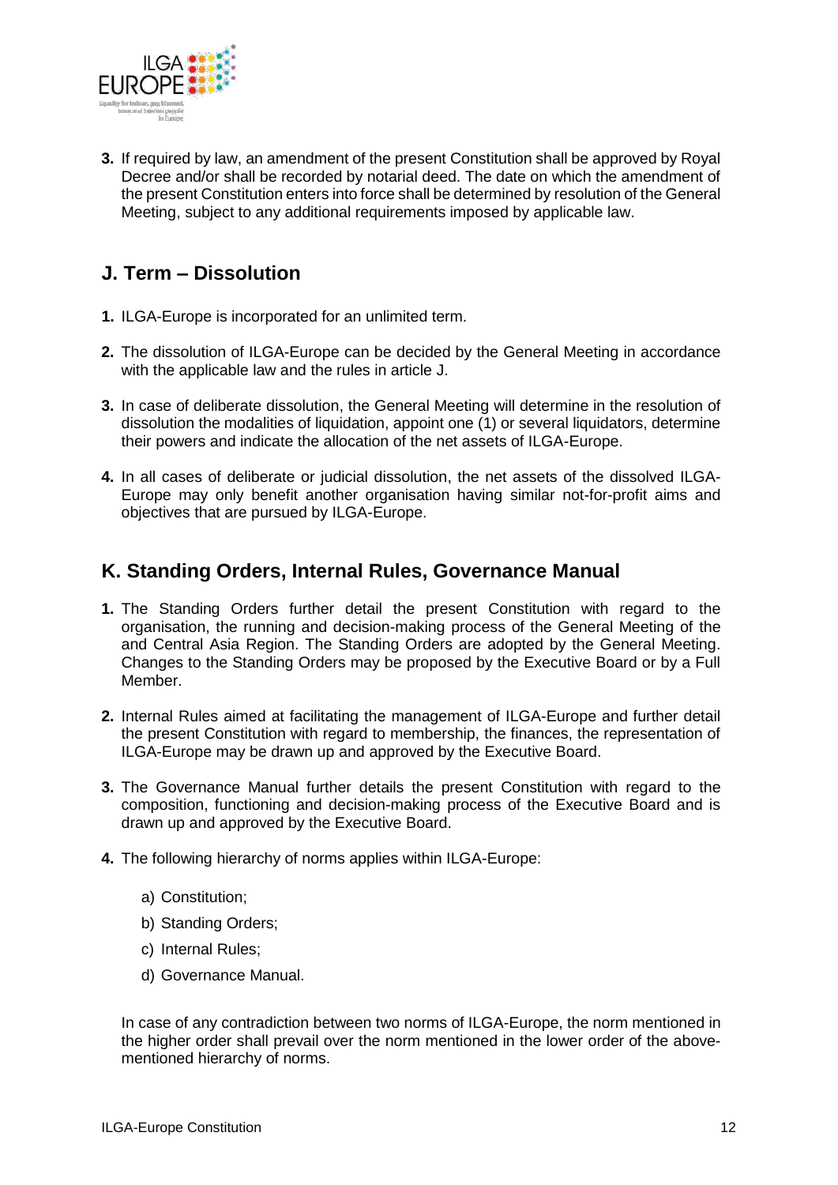**3.** If required by law, an amendment of the present Constitution shall be approved by Royal Decree and/or shall be recorded by notarial deed. The date on which the amendment of the present Constitution enters into force shall be determined by resolution of the General Meeting, subject to any additional requirements imposed by applicable law.

## J. Term – Dissolution

**1.** ILGA-Europe is incorporated for an unlimited term.

**2.** The dissolution of ILGA-Europe can be decided by the General Meeting in accordance with the applicable law and the rules in article J.

**3.** In case of deliberate dissolution, the General Meeting will determine in the resolution of dissolution the modalities of liquidation, appoint one (1) or several liquidators, determine their powers and indicate the allocation of the net assets of ILGA-Europe.

**4.** In all cases of deliberate or judicial dissolution, the net assets of the dissolved ILGA-Europe may only benefit another organisation having similar not-for-profit aims and objectives that are pursued by ILGA-Europe.

## K. Standing Orders, Internal Rules, Governance Manual

**1.** The Standing Orders further detail the present Constitution with regard to the organisation, the running and decision-making process of the General Meeting of the and Central Asia Region. The Standing Orders are adopted by the General Meeting. Changes to the Standing Orders may be proposed by the Executive Board or by a Full Member.

**2.** Internal Rules aimed at facilitating the management of ILGA-Europe and further detail the present Constitution with regard to membership, the finances, the representation of ILGA-Europe may be drawn up and approved by the Executive Board.

**3.** The Governance Manual further details the present Constitution with regard to the composition, functioning and decision-making process of the Executive Board and is drawn up and approved by the Executive Board.

**4.** The following hierarchy of norms applies within ILGA-Europe:

a) Constitution;

b) Standing Orders;

c) Internal Rules;

d) Governance Manual.

In case of any contradiction between two norms of ILGA-Europe, the norm mentioned in the higher order shall prevail over the norm mentioned in the lower order of the above-mentioned hierarchy of norms.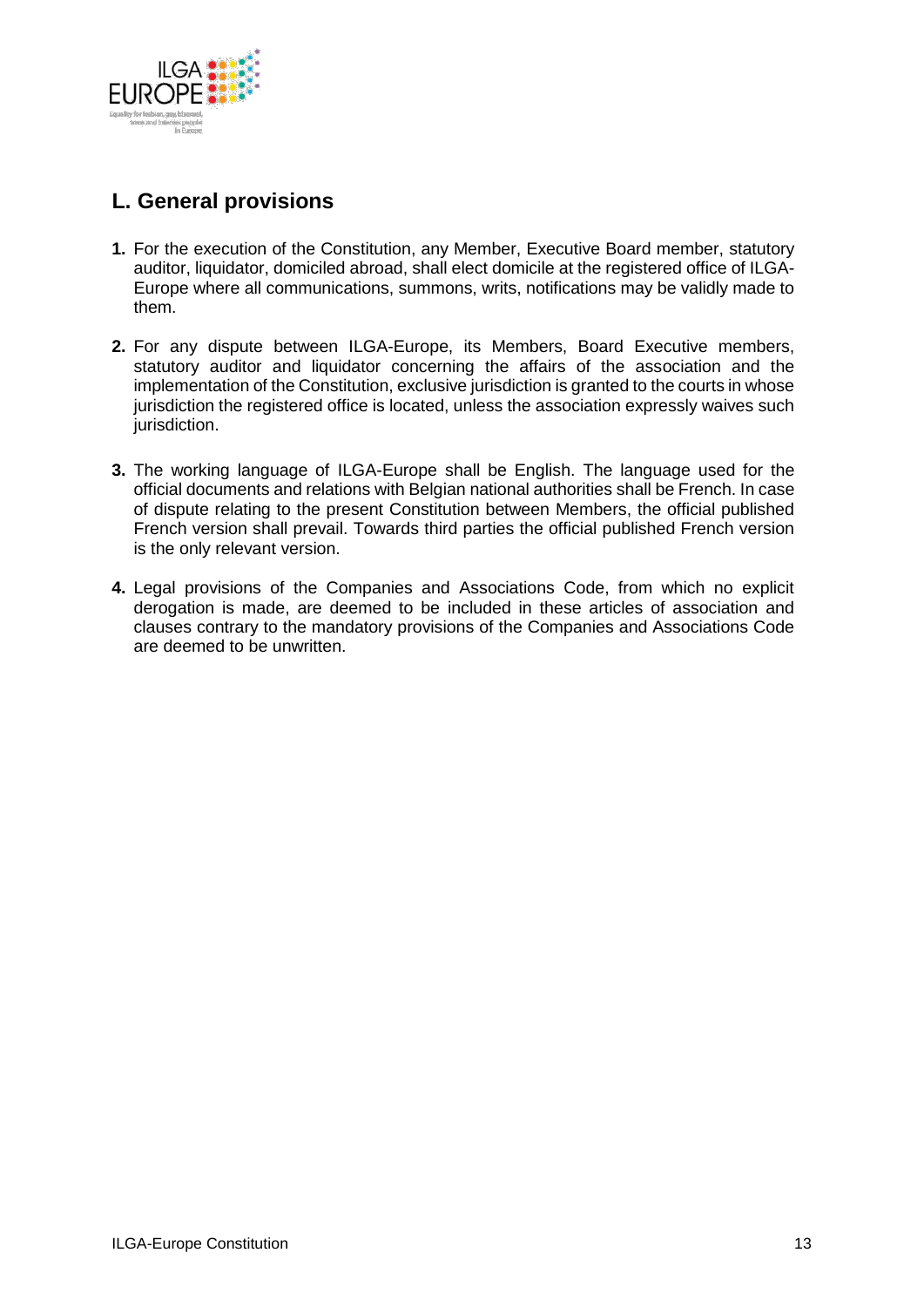## L. General provisions

1. For the execution of the Constitution, any Member, Executive Board member, statutory auditor, liquidator, domiciled abroad, shall elect domicile at the registered office of ILGA-Europe where all communications, summons, writs, notifications may be validly made to them.

2. For any dispute between ILGA-Europe, its Members, Board Executive members, statutory auditor and liquidator concerning the affairs of the association and the implementation of the Constitution, exclusive jurisdiction is granted to the courts in whose jurisdiction the registered office is located, unless the association expressly waives such jurisdiction.

3. The working language of ILGA-Europe shall be English. The language used for the official documents and relations with Belgian national authorities shall be French. In case of dispute relating to the present Constitution between Members, the official published French version shall prevail. Towards third parties the official published French version is the only relevant version.

4. Legal provisions of the Companies and Associations Code, from which no explicit derogation is made, are deemed to be included in these articles of association and clauses contrary to the mandatory provisions of the Companies and Associations Code are deemed to be unwritten.